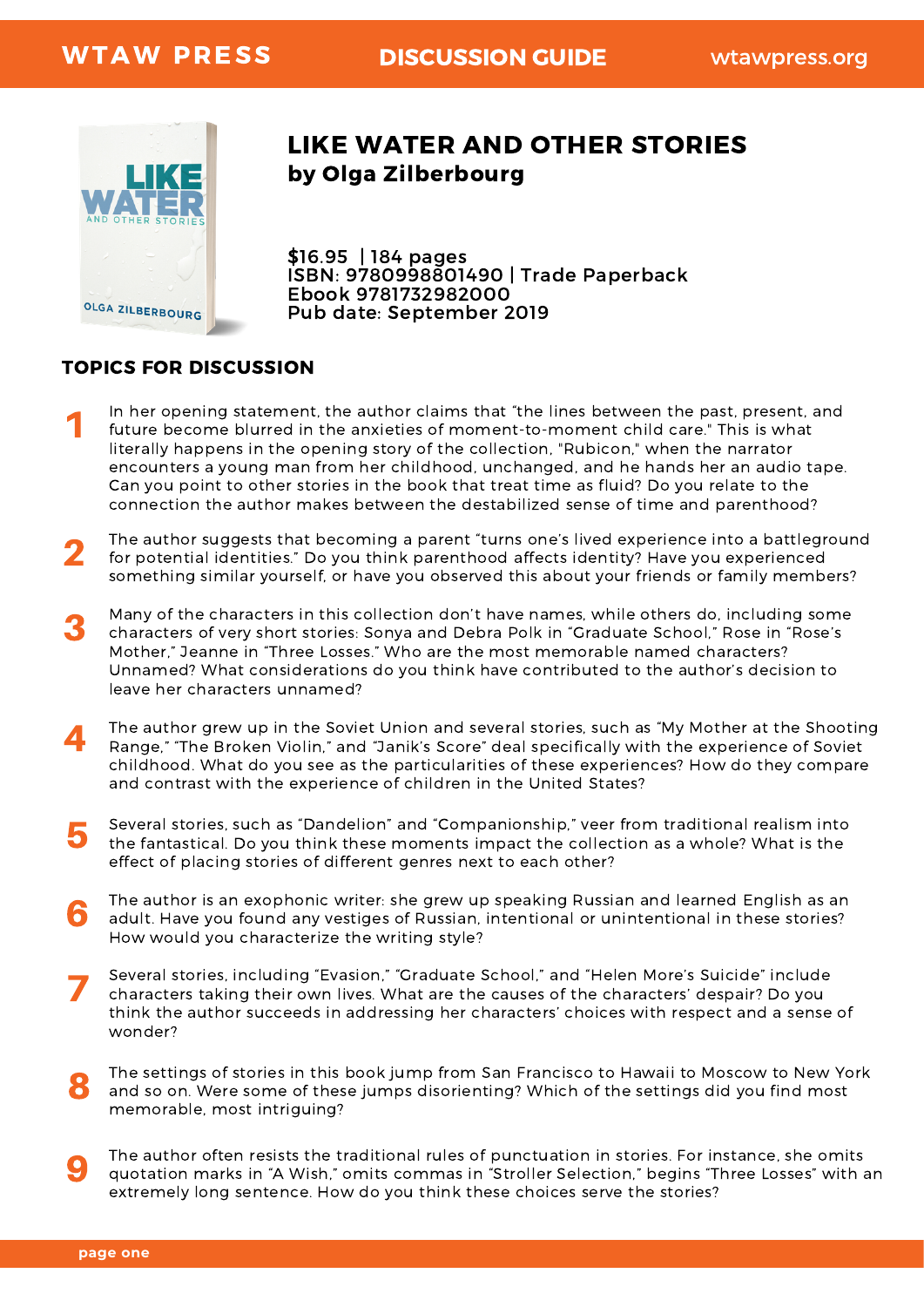WTAW PRESS | DISCUSSION GUIDE | wtawpress.org

# LIKE WATER AND OTHER STORIES
## by Olga Zilberbourg

**$16.95 | 184 pages**
**ISBN: 9780998801490 | Trade Paperback**
**Ebook 9781732982000**
**Pub date: September 2019**

## TOPICS FOR DISCUSSION

1. In her opening statement, the author claims that "the lines between the past, present, and future become blurred in the anxieties of moment-to-moment child care." This is what literally happens in the opening story of the collection, "Rubicon," when the narrator encounters a young man from her childhood, unchanged, and he hands her an audio tape. Can you point to other stories in the book that treat time as fluid? Do you relate to the connection the author makes between the destabilized sense of time and parenthood?

2. The author suggests that becoming a parent "turns one's lived experience into a battleground for potential identities." Do you think parenthood affects identity? Have you experienced something similar yourself, or have you observed this about your friends or family members?

3. Many of the characters in this collection don't have names, while others do, including some characters of very short stories: Sonya and Debra Polk in "Graduate School," Rose in "Rose's Mother," Jeanne in "Three Losses." Who are the most memorable named characters? Unnamed? What considerations do you think have contributed to the author's decision to leave her characters unnamed?

4. The author grew up in the Soviet Union and several stories, such as "My Mother at the Shooting Range," "The Broken Violin," and "Janik's Score" deal specifically with the experience of Soviet childhood. What do you see as the particularities of these experiences? How do they compare and contrast with the experience of children in the United States?

5. Several stories, such as "Dandelion" and "Companionship," veer from traditional realism into the fantastical. Do you think these moments impact the collection as a whole? What is the effect of placing stories of different genres next to each other?

6. The author is an exophonic writer: she grew up speaking Russian and learned English as an adult. Have you found any vestiges of Russian, intentional or unintentional in these stories? How would you characterize the writing style?

7. Several stories, including "Evasion," "Graduate School," and "Helen More's Suicide" include characters taking their own lives. What are the causes of the characters' despair? Do you think the author succeeds in addressing her characters' choices with respect and a sense of wonder?

8. The settings of stories in this book jump from San Francisco to Hawaii to Moscow to New York and so on. Were some of these jumps disorienting? Which of the settings did you find most memorable, most intriguing?

9. The author often resists the traditional rules of punctuation in stories. For instance, she omits quotation marks in "A Wish," omits commas in "Stroller Selection," begins "Three Losses" with an extremely long sentence. How do you think these choices serve the stories?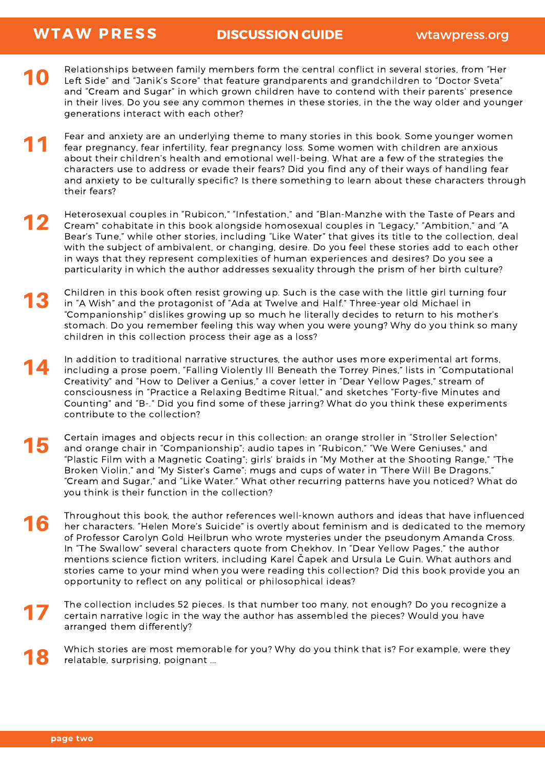10. Relationships between family members form the central conflict in several stories, from "Her Left Side" and "Janik's Score" that feature grandparents and grandchildren to "Doctor Sveta" and "Cream and Sugar" in which grown children have to contend with their parents' presence in their lives. Do you see any common themes in these stories, in the the way older and younger generations interact with each other?

11. Fear and anxiety are an underlying theme to many stories in this book. Some younger women fear pregnancy, fear infertility, fear pregnancy loss. Some women with children are anxious about their children's health and emotional well-being. What are a few of the strategies the characters use to address or evade their fears? Did you find any of their ways of handling fear and anxiety to be culturally specific? Is there something to learn about these characters through their fears?

12. Heterosexual couples in "Rubicon," "Infestation," and "Blan-Manzhe with the Taste of Pears and Cream" cohabitate in this book alongside homosexual couples in "Legacy," "Ambition," and "A Bear's Tune," while other stories, including "Like Water" that gives its title to the collection, deal with the subject of ambivalent, or changing, desire. Do you feel these stories add to each other in ways that they represent complexities of human experiences and desires? Do you see a particularity in which the author addresses sexuality through the prism of her birth culture?

13. Children in this book often resist growing up. Such is the case with the little girl turning four in "A Wish" and the protagonist of "Ada at Twelve and Half." Three-year old Michael in "Companionship" dislikes growing up so much he literally decides to return to his mother's stomach. Do you remember feeling this way when you were young? Why do you think so many children in this collection process their age as a loss?

14. In addition to traditional narrative structures, the author uses more experimental art forms, including a prose poem, "Falling Violently Ill Beneath the Torrey Pines," lists in "Computational Creativity" and "How to Deliver a Genius," a cover letter in "Dear Yellow Pages," stream of consciousness in "Practice a Relaxing Bedtime Ritual," and sketches "Forty-five Minutes and Counting" and "B-." Did you find some of these jarring? What do you think these experiments contribute to the collection?

15. Certain images and objects recur in this collection: an orange stroller in "Stroller Selection" and orange chair in "Companionship"; audio tapes in "Rubicon," "We Were Geniuses," and "Plastic Film with a Magnetic Coating"; girls' braids in "My Mother at the Shooting Range," "The Broken Violin," and "My Sister's Game"; mugs and cups of water in "There Will Be Dragons," "Cream and Sugar," and "Like Water." What other recurring patterns have you noticed? What do you think is their function in the collection?

16. Throughout this book, the author references well-known authors and ideas that have influenced her characters. "Helen More's Suicide" is overtly about feminism and is dedicated to the memory of Professor Carolyn Gold Heilbrun who wrote mysteries under the pseudonym Amanda Cross. In "The Swallow" several characters quote from Chekhov. In "Dear Yellow Pages," the author mentions science fiction writers, including Karel Čapek and Ursula Le Guin. What authors and stories came to your mind when you were reading this collection? Did this book provide you an opportunity to reflect on any political or philosophical ideas?

17. The collection includes 52 pieces. Is that number too many, not enough? Do you recognize a certain narrative logic in the way the author has assembled the pieces? Would you have arranged them differently?

18. Which stories are most memorable for you? Why do you think that is? For example, were they relatable, surprising, poignant ...